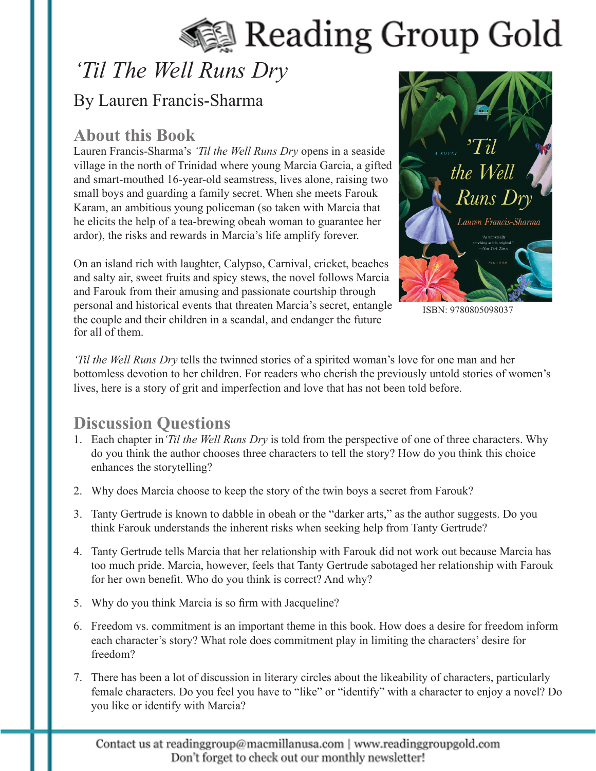# Reading Group Gold

## *'Til The Well Runs Dry*

By Lauren Francis-Sharma

ISBN: 9780805098037

### About this Book

Lauren Francis-Sharma's *'Til the Well Runs Dry* opens in a seaside village in the north of Trinidad where young Marcia Garcia, a gifted and smart-mouthed 16-year-old seamstress, lives alone, raising two small boys and guarding a family secret. When she meets Farouk Karam, an ambitious young policeman (so taken with Marcia that he elicits the help of a tea-brewing obeah woman to guarantee her ardor), the risks and rewards in Marcia's life amplify forever.

On an island rich with laughter, Calypso, Carnival, cricket, beaches and salty air, sweet fruits and spicy stews, the novel follows Marcia and Farouk from their amusing and passionate courtship through personal and historical events that threaten Marcia's secret, entangle the couple and their children in a scandal, and endanger the future for all of them.

*'Til the Well Runs Dry* tells the twinned stories of a spirited woman's love for one man and her bottomless devotion to her children. For readers who cherish the previously untold stories of women's lives, here is a story of grit and imperfection and love that has not been told before.

### Discussion Questions

1. Each chapter in *'Til the Well Runs Dry* is told from the perspective of one of three characters. Why do you think the author chooses three characters to tell the story? How do you think this choice enhances the storytelling?
2. Why does Marcia choose to keep the story of the twin boys a secret from Farouk?
3. Tanty Gertrude is known to dabble in obeah or the "darker arts," as the author suggests. Do you think Farouk understands the inherent risks when seeking help from Tanty Gertrude?
4. Tanty Gertrude tells Marcia that her relationship with Farouk did not work out because Marcia has too much pride. Marcia, however, feels that Tanty Gertrude sabotaged her relationship with Farouk for her own benefit. Who do you think is correct? And why?
5. Why do you think Marcia is so firm with Jacqueline?
6. Freedom vs. commitment is an important theme in this book. How does a desire for freedom inform each character's story? What role does commitment play in limiting the characters' desire for freedom?
7. There has been a lot of discussion in literary circles about the likeability of characters, particularly female characters. Do you feel you have to "like" or "identify" with a character to enjoy a novel? Do you like or identify with Marcia?

Contact us at readinggroup@macmillanusa.com | www.readinggroupgold.com
Don't forget to check out our monthly newsletter!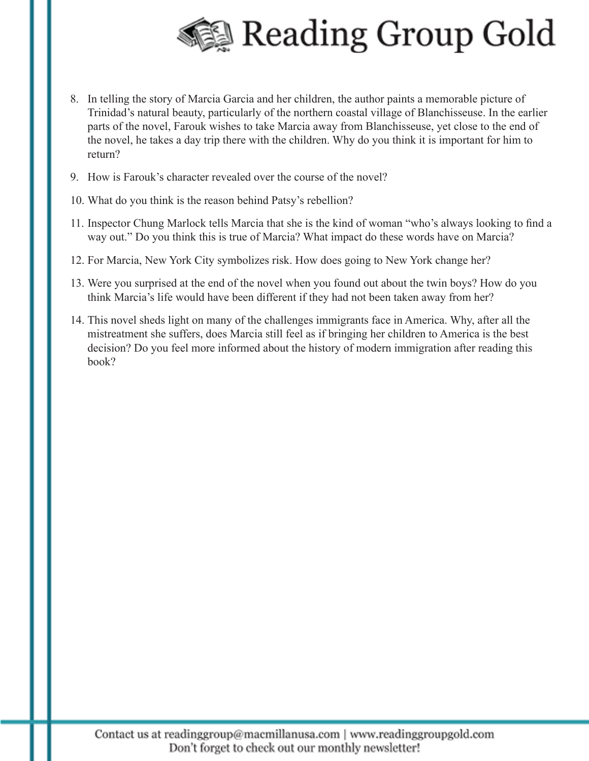8. In telling the story of Marcia Garcia and her children, the author paints a memorable picture of Trinidad's natural beauty, particularly of the northern coastal village of Blanchisseuse. In the earlier parts of the novel, Farouk wishes to take Marcia away from Blanchisseuse, yet close to the end of the novel, he takes a day trip there with the children. Why do you think it is important for him to return?

9. How is Farouk's character revealed over the course of the novel?

10. What do you think is the reason behind Patsy's rebellion?

11. Inspector Chung Marlock tells Marcia that she is the kind of woman "who's always looking to find a way out." Do you think this is true of Marcia? What impact do these words have on Marcia?

12. For Marcia, New York City symbolizes risk. How does going to New York change her?

13. Were you surprised at the end of the novel when you found out about the twin boys? How do you think Marcia's life would have been different if they had not been taken away from her?

14. This novel sheds light on many of the challenges immigrants face in America. Why, after all the mistreatment she suffers, does Marcia still feel as if bringing her children to America is the best decision? Do you feel more informed about the history of modern immigration after reading this book?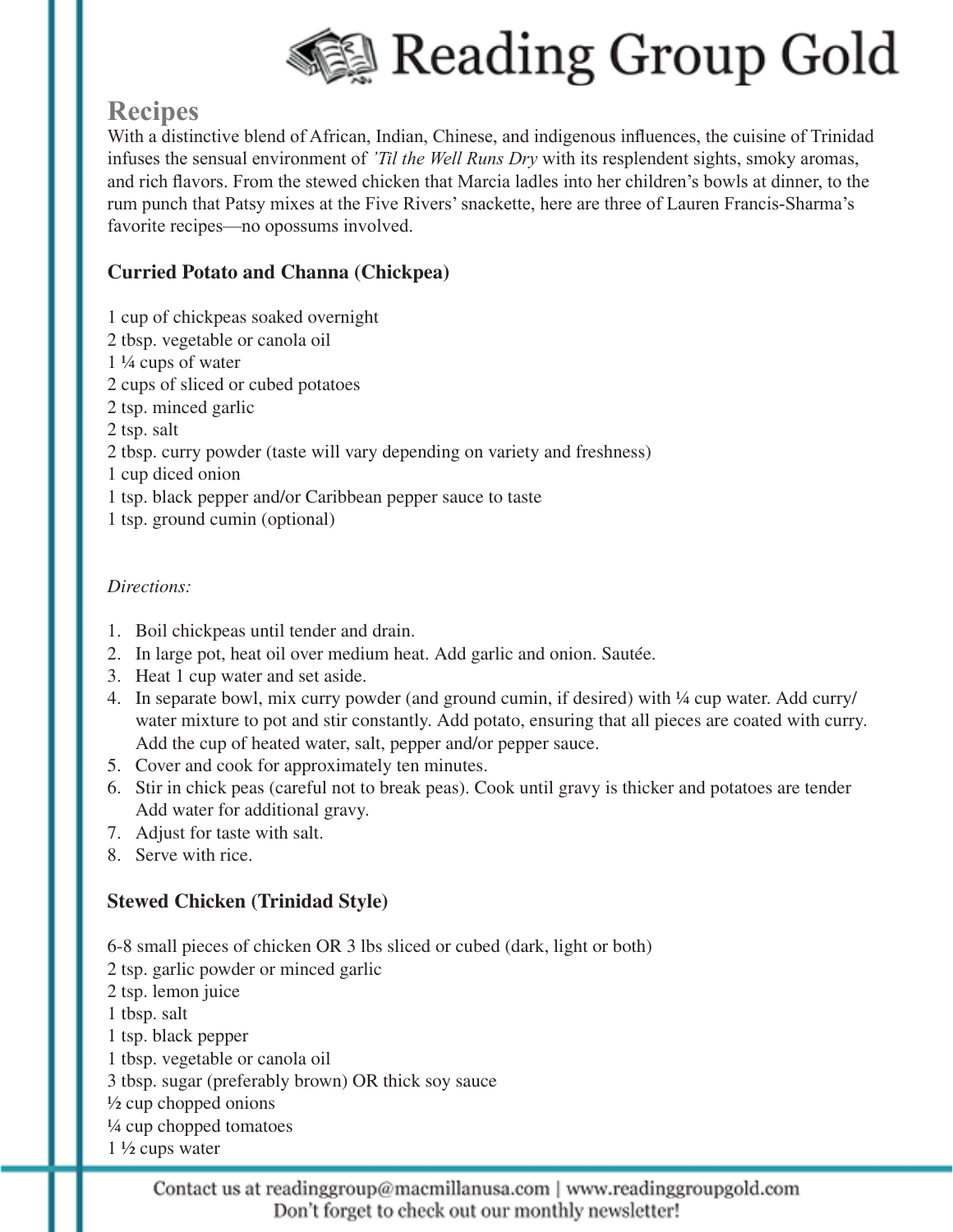## Recipes

With a distinctive blend of African, Indian, Chinese, and indigenous influences, the cuisine of Trinidad infuses the sensual environment of *'Til the Well Runs Dry* with its resplendent sights, smoky aromas, and rich flavors. From the stewed chicken that Marcia ladles into her children's bowls at dinner, to the rum punch that Patsy mixes at the Five Rivers' snackette, here are three of Lauren Francis-Sharma's favorite recipes—no opossums involved.

### Curried Potato and Channa (Chickpea)

1 cup of chickpeas soaked overnight
2 tbsp. vegetable or canola oil
1 ¼ cups of water
2 cups of sliced or cubed potatoes
2 tsp. minced garlic
2 tsp. salt
2 tbsp. curry powder (taste will vary depending on variety and freshness)
1 cup diced onion
1 tsp. black pepper and/or Caribbean pepper sauce to taste
1 tsp. ground cumin (optional)

*Directions:*

1. Boil chickpeas until tender and drain.
2. In large pot, heat oil over medium heat. Add garlic and onion. Sautée.
3. Heat 1 cup water and set aside.
4. In separate bowl, mix curry powder (and ground cumin, if desired) with ¼ cup water. Add curry/water mixture to pot and stir constantly. Add potato, ensuring that all pieces are coated with curry. Add the cup of heated water, salt, pepper and/or pepper sauce.
5. Cover and cook for approximately ten minutes.
6. Stir in chick peas (careful not to break peas). Cook until gravy is thicker and potatoes are tender Add water for additional gravy.
7. Adjust for taste with salt.
8. Serve with rice.

### Stewed Chicken (Trinidad Style)

6-8 small pieces of chicken OR 3 lbs sliced or cubed (dark, light or both)
2 tsp. garlic powder or minced garlic
2 tsp. lemon juice
1 tbsp. salt
1 tsp. black pepper
1 tbsp. vegetable or canola oil
3 tbsp. sugar (preferably brown) OR thick soy sauce
½ cup chopped onions
¼ cup chopped tomatoes
1 ½ cups water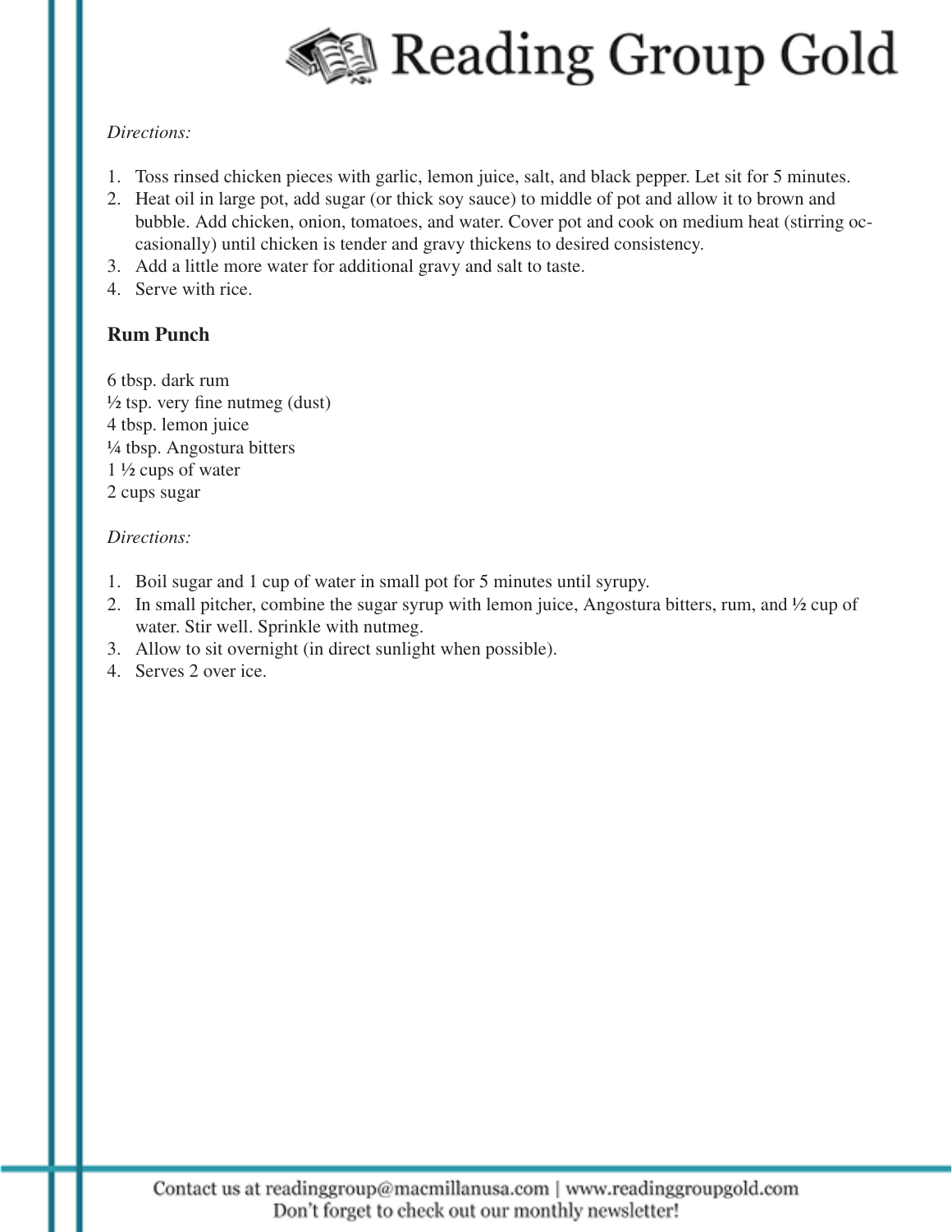*Directions:*

1. Toss rinsed chicken pieces with garlic, lemon juice, salt, and black pepper. Let sit for 5 minutes.
2. Heat oil in large pot, add sugar (or thick soy sauce) to middle of pot and allow it to brown and bubble. Add chicken, onion, tomatoes, and water. Cover pot and cook on medium heat (stirring occasionally) until chicken is tender and gravy thickens to desired consistency.
3. Add a little more water for additional gravy and salt to taste.
4. Serve with rice.

## Rum Punch

6 tbsp. dark rum
½ tsp. very fine nutmeg (dust)
4 tbsp. lemon juice
¼ tbsp. Angostura bitters
1 ½ cups of water
2 cups sugar

*Directions:*

1. Boil sugar and 1 cup of water in small pot for 5 minutes until syrupy.
2. In small pitcher, combine the sugar syrup with lemon juice, Angostura bitters, rum, and ½ cup of water. Stir well. Sprinkle with nutmeg.
3. Allow to sit overnight (in direct sunlight when possible).
4. Serves 2 over ice.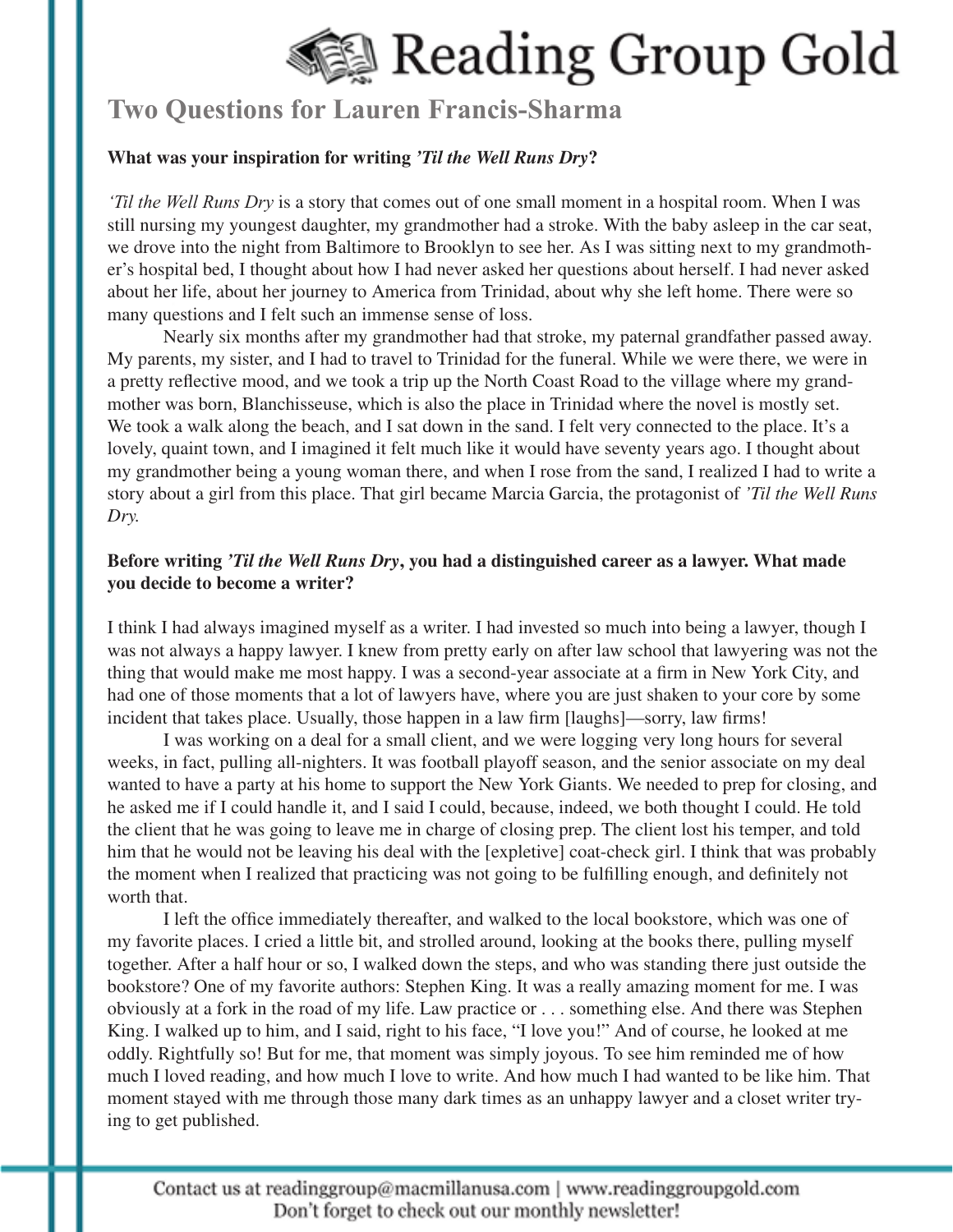## Two Questions for Lauren Francis-Sharma

**What was your inspiration for writing *'Til the Well Runs Dry*?**

*'Til the Well Runs Dry* is a story that comes out of one small moment in a hospital room. When I was still nursing my youngest daughter, my grandmother had a stroke. With the baby asleep in the car seat, we drove into the night from Baltimore to Brooklyn to see her. As I was sitting next to my grandmother's hospital bed, I thought about how I had never asked her questions about herself. I had never asked about her life, about her journey to America from Trinidad, about why she left home. There were so many questions and I felt such an immense sense of loss.

Nearly six months after my grandmother had that stroke, my paternal grandfather passed away. My parents, my sister, and I had to travel to Trinidad for the funeral. While we were there, we were in a pretty reflective mood, and we took a trip up the North Coast Road to the village where my grandmother was born, Blanchisseuse, which is also the place in Trinidad where the novel is mostly set. We took a walk along the beach, and I sat down in the sand. I felt very connected to the place. It's a lovely, quaint town, and I imagined it felt much like it would have seventy years ago. I thought about my grandmother being a young woman there, and when I rose from the sand, I realized I had to write a story about a girl from this place. That girl became Marcia Garcia, the protagonist of *'Til the Well Runs Dry.*

**Before writing *'Til the Well Runs Dry*, you had a distinguished career as a lawyer. What made you decide to become a writer?**

I think I had always imagined myself as a writer. I had invested so much into being a lawyer, though I was not always a happy lawyer. I knew from pretty early on after law school that lawyering was not the thing that would make me most happy. I was a second-year associate at a firm in New York City, and had one of those moments that a lot of lawyers have, where you are just shaken to your core by some incident that takes place. Usually, those happen in a law firm [laughs]—sorry, law firms!

I was working on a deal for a small client, and we were logging very long hours for several weeks, in fact, pulling all-nighters. It was football playoff season, and the senior associate on my deal wanted to have a party at his home to support the New York Giants. We needed to prep for closing, and he asked me if I could handle it, and I said I could, because, indeed, we both thought I could. He told the client that he was going to leave me in charge of closing prep. The client lost his temper, and told him that he would not be leaving his deal with the [expletive] coat-check girl. I think that was probably the moment when I realized that practicing was not going to be fulfilling enough, and definitely not worth that.

I left the office immediately thereafter, and walked to the local bookstore, which was one of my favorite places. I cried a little bit, and strolled around, looking at the books there, pulling myself together. After a half hour or so, I walked down the steps, and who was standing there just outside the bookstore? One of my favorite authors: Stephen King. It was a really amazing moment for me. I was obviously at a fork in the road of my life. Law practice or . . . something else. And there was Stephen King. I walked up to him, and I said, right to his face, "I love you!" And of course, he looked at me oddly. Rightfully so! But for me, that moment was simply joyous. To see him reminded me of how much I loved reading, and how much I love to write. And how much I had wanted to be like him. That moment stayed with me through those many dark times as an unhappy lawyer and a closet writer trying to get published.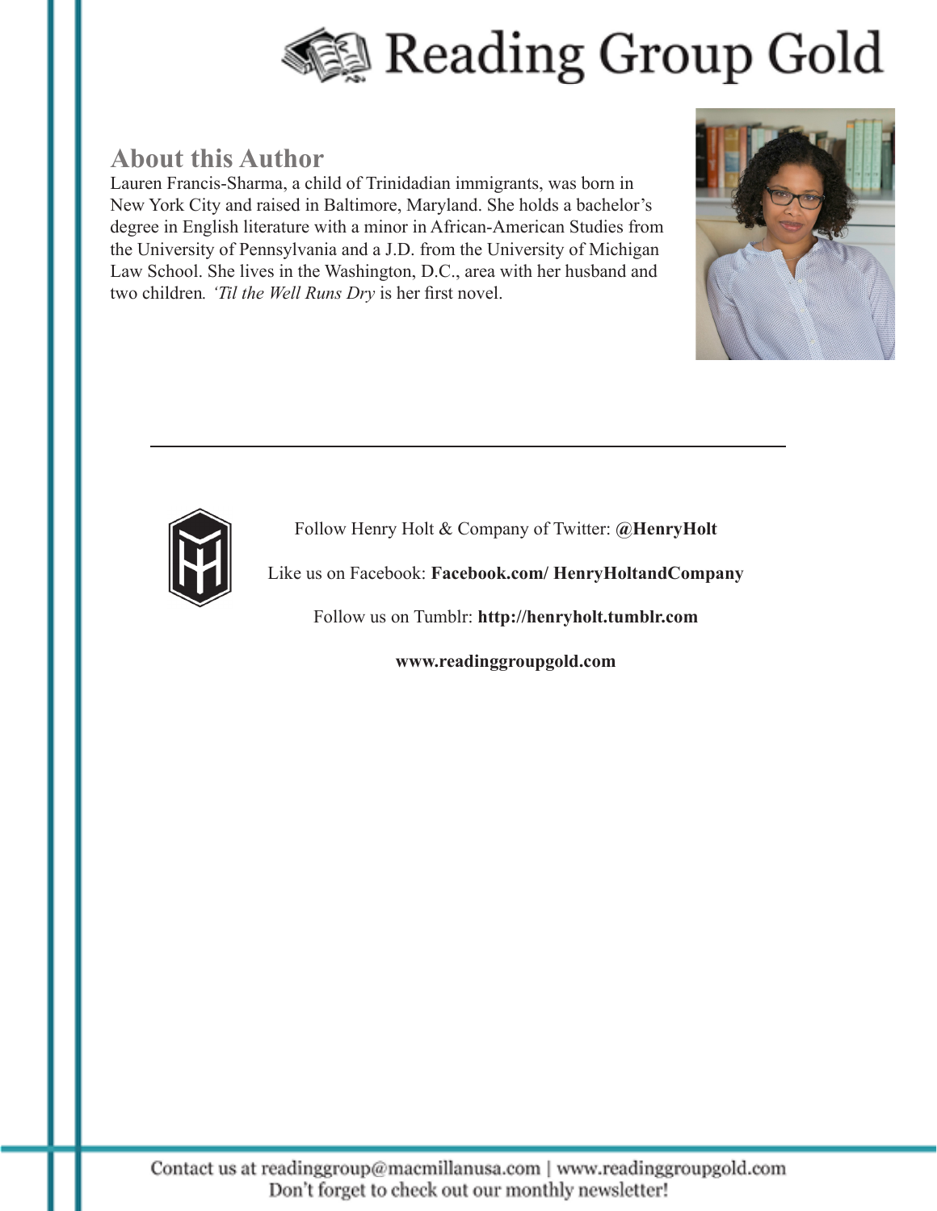# Reading Group Gold

## About this Author

Lauren Francis-Sharma, a child of Trinidadian immigrants, was born in New York City and raised in Baltimore, Maryland. She holds a bachelor's degree in English literature with a minor in African-American Studies from the University of Pennsylvania and a J.D. from the University of Michigan Law School. She lives in the Washington, D.C., area with her husband and two children. *'Til the Well Runs Dry* is her first novel.

---

Follow Henry Holt & Company of Twitter: **@HenryHolt**

Like us on Facebook: **Facebook.com/ HenryHoltandCompany**

Follow us on Tumblr: **http://henryholt.tumblr.com**

**www.readinggroupgold.com**

Contact us at readinggroup@macmillanusa.com | www.readinggroupgold.com
Don't forget to check out our monthly newsletter!